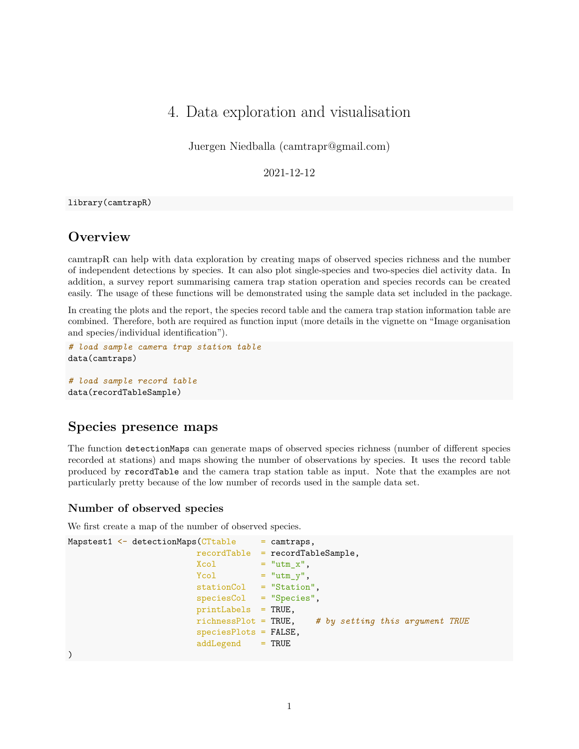# 4. Data exploration and visualisation

Juergen Niedballa (camtrapr@gmail.com)

2021-12-12

```
library(camtrapR)
```

## Overview

camtrapR can help with data exploration by creating maps of observed species richness and the number of independent detections by species. It can also plot single-species and two-species diel activity data. In addition, a survey report summarising camera trap station operation and species records can be created easily. The usage of these functions will be demonstrated using the sample data set included in the package.

In creating the plots and the report, the species record table and the camera trap station information table are combined. Therefore, both are required as function input (more details in the vignette on "Image organisation and species/individual identification").

```
# load sample camera trap station table
data(camtraps)

# load sample record table
data(recordTableSample)
```

## Species presence maps

The function `detectionMaps` can generate maps of observed species richness (number of different species recorded at stations) and maps showing the number of observations by species. It uses the record table produced by `recordTable` and the camera trap station table as input. Note that the examples are not particularly pretty because of the low number of records used in the sample data set.

### Number of observed species

We first create a map of the number of observed species.

```
Mapstest1 <- detectionMaps(CTtable     = camtraps,
                          recordTable  = recordTableSample,
                          Xcol         = "utm_x",
                          Ycol         = "utm_y",
                          stationCol   = "Station",
                          speciesCol   = "Species",
                          printLabels  = TRUE,
                          richnessPlot = TRUE,    # by setting this argument TRUE
                          speciesPlots = FALSE,
                          addLegend    = TRUE
)
```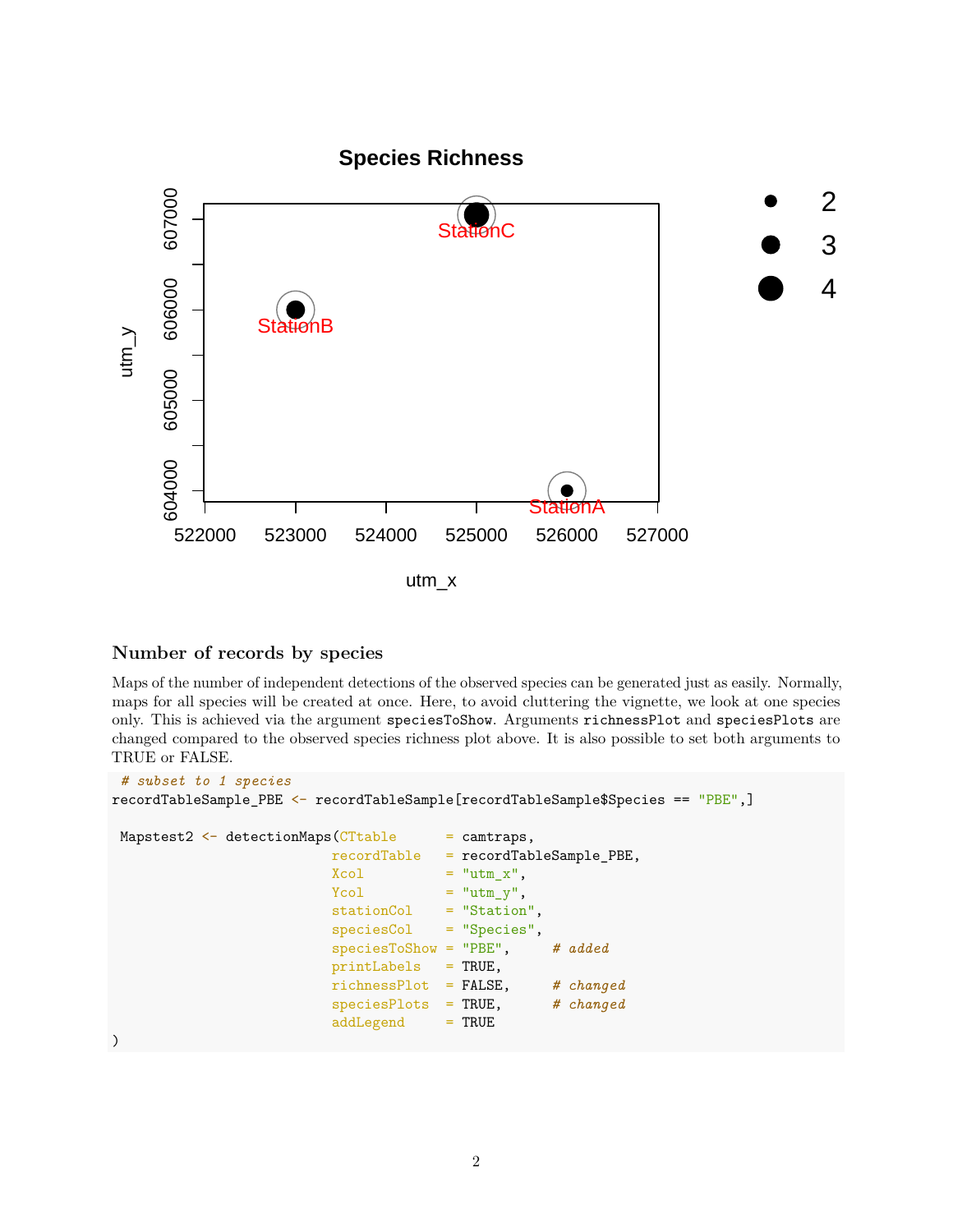## Number of records by species

Maps of the number of independent detections of the observed species can be generated just as easily. Normally, maps for all species will be created at once. Here, to avoid cluttering the vignette, we look at one species only. This is achieved via the argument `speciesToShow`. Arguments `richnessPlot` and `speciesPlots` are changed compared to the observed species richness plot above. It is also possible to set both arguments to TRUE or FALSE.

```
 # subset to 1 species
recordTableSample_PBE <- recordTableSample[recordTableSample$Species == "PBE",]

 Mapstest2 <- detectionMaps(CTtable      = camtraps,
                           recordTable   = recordTableSample_PBE,
                           Xcol          = "utm_x",
                           Ycol          = "utm_y",
                           stationCol    = "Station",
                           speciesCol    = "Species",
                           speciesToShow = "PBE",     # added
                           printLabels   = TRUE,
                           richnessPlot  = FALSE,     # changed
                           speciesPlots  = TRUE,      # changed
                           addLegend     = TRUE
)
```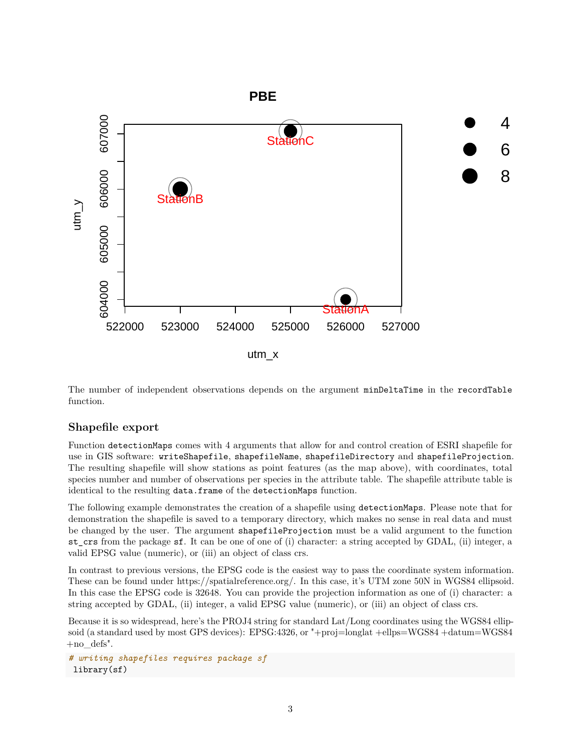The number of independent observations depends on the argument `minDeltaTime` in the `recordTable` function.

### Shapefile export

Function `detectionMaps` comes with 4 arguments that allow for and control creation of ESRI shapefile for use in GIS software: `writeShapefile`, `shapefileName`, `shapefileDirectory` and `shapefileProjection`. The resulting shapefile will show stations as point features (as the map above), with coordinates, total species number and number of observations per species in the attribute table. The shapefile attribute table is identical to the resulting `data.frame` of the `detectionMaps` function.

The following example demonstrates the creation of a shapefile using `detectionMaps`. Please note that for demonstration the shapefile is saved to a temporary directory, which makes no sense in real data and must be changed by the user. The argument `shapefileProjection` must be a valid argument to the function `st_crs` from the package `sf`. It can be one of one of (i) character: a string accepted by GDAL, (ii) integer, a valid EPSG value (numeric), or (iii) an object of class crs.

In contrast to previous versions, the EPSG code is the easiest way to pass the coordinate system information. These can be found under https://spatialreference.org/. In this case, it's UTM zone 50N in WGS84 ellipsoid. In this case the EPSG code is 32648. You can provide the projection information as one of (i) character: a string accepted by GDAL, (ii) integer, a valid EPSG value (numeric), or (iii) an object of class crs.

Because it is so widespread, here's the PROJ4 string for standard Lat/Long coordinates using the WGS84 ellipsoid (a standard used by most GPS devices): EPSG:4326, or "+proj=longlat +ellps=WGS84 +datum=WGS84 +no_defs".

```
# writing shapefiles requires package sf
library(sf)
```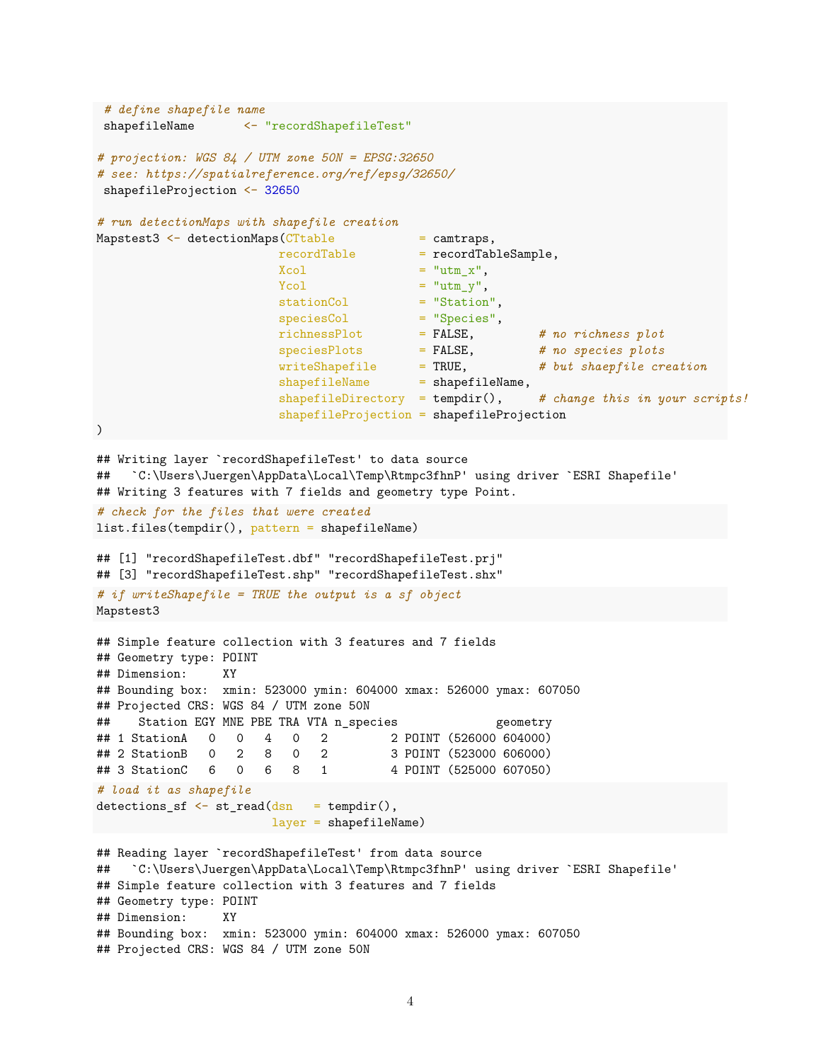```r
 # define shapefile name
 shapefileName       <- "recordShapefileTest"

# projection: WGS 84 / UTM zone 50N = EPSG:32650
# see: https://spatialreference.org/ref/epsg/32650/
 shapefileProjection <- 32650

# run detectionMaps with shapefile creation
Mapstest3 <- detectionMaps(CTtable            = camtraps,
                          recordTable         = recordTableSample,
                          Xcol                = "utm_x",
                          Ycol                = "utm_y",
                          stationCol          = "Station",
                          speciesCol          = "Species",
                          richnessPlot        = FALSE,         # no richness plot
                          speciesPlots        = FALSE,         # no species plots
                          writeShapefile      = TRUE,          # but shaepfile creation
                          shapefileName       = shapefileName,
                          shapefileDirectory  = tempdir(),     # change this in your scripts!
                          shapefileProjection = shapefileProjection
)
```

```
## Writing layer `recordShapefileTest' to data source
##   `C:\Users\Juergen\AppData\Local\Temp\Rtmpc3fhnP' using driver `ESRI Shapefile'
## Writing 3 features with 7 fields and geometry type Point.
```

```r
# check for the files that were created
list.files(tempdir(), pattern = shapefileName)
```

```
## [1] "recordShapefileTest.dbf" "recordShapefileTest.prj"
## [3] "recordShapefileTest.shp" "recordShapefileTest.shx"
```

```r
# if writeShapefile = TRUE the output is a sf object
Mapstest3
```

```
## Simple feature collection with 3 features and 7 fields
## Geometry type: POINT
## Dimension:     XY
## Bounding box:  xmin: 523000 ymin: 604000 xmax: 526000 ymax: 607050
## Projected CRS: WGS 84 / UTM zone 50N
##    Station EGY MNE PBE TRA VTA n_species              geometry
## 1 StationA   0   0   4   0   2         2 POINT (526000 604000)
## 2 StationB   0   2   8   0   2         3 POINT (523000 606000)
## 3 StationC   6   0   6   8   1         4 POINT (525000 607050)
```

```r
# load it as shapefile
detections_sf <- st_read(dsn   = tempdir(),
                         layer = shapefileName)
```

```
## Reading layer `recordShapefileTest' from data source
##   `C:\Users\Juergen\AppData\Local\Temp\Rtmpc3fhnP' using driver `ESRI Shapefile'
## Simple feature collection with 3 features and 7 fields
## Geometry type: POINT
## Dimension:     XY
## Bounding box:  xmin: 523000 ymin: 604000 xmax: 526000 ymax: 607050
## Projected CRS: WGS 84 / UTM zone 50N
```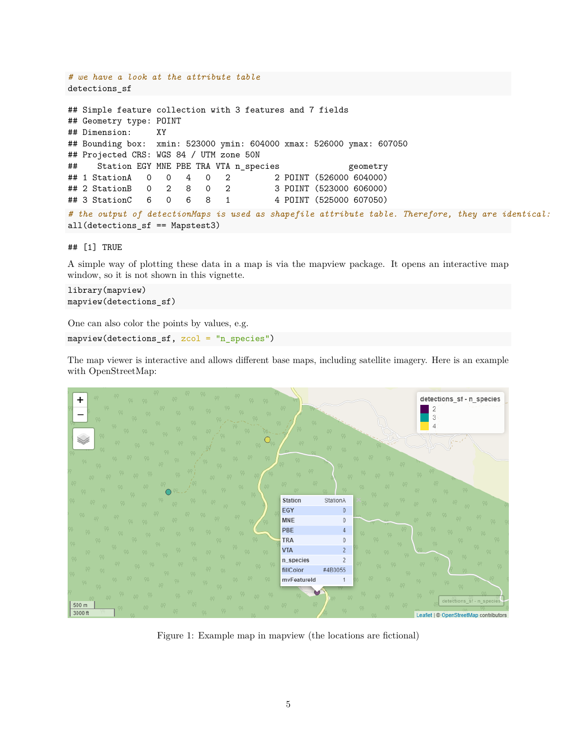```r
# we have a look at the attribute table
detections_sf
```

```
## Simple feature collection with 3 features and 7 fields
## Geometry type: POINT
## Dimension:     XY
## Bounding box:  xmin: 523000 ymin: 604000 xmax: 526000 ymax: 607050
## Projected CRS: WGS 84 / UTM zone 50N
##    Station EGY MNE PBE TRA VTA n_species               geometry
## 1 StationA   0   0   4   0   2         2 POINT (526000 604000)
## 2 StationB   0   2   8   0   2         3 POINT (523000 606000)
## 3 StationC   6   0   6   8   1         4 POINT (525000 607050)
```

```r
# the output of detectionMaps is used as shapefile attribute table. Therefore, they are identical:
all(detections_sf == Mapstest3)
```

```
## [1] TRUE
```

A simple way of plotting these data in a map is via the mapview package. It opens an interactive map window, so it is not shown in this vignette.

```r
library(mapview)
mapview(detections_sf)
```

One can also color the points by values, e.g.

```r
mapview(detections_sf, zcol = "n_species")
```

The map viewer is interactive and allows different base maps, including satellite imagery. Here is an example with OpenStreetMap:

Figure 1: Example map in mapview (the locations are fictional)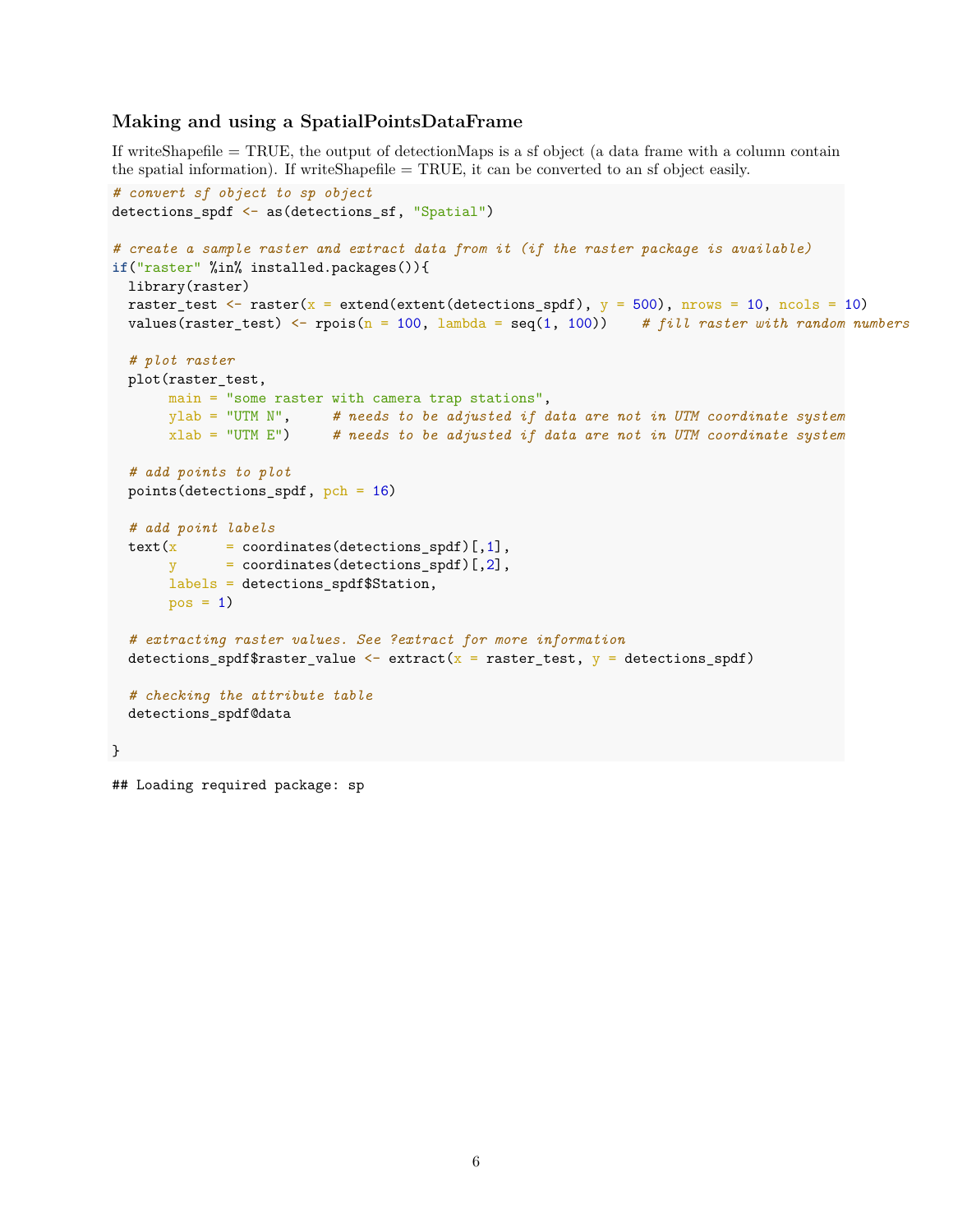### Making and using a SpatialPointsDataFrame

If writeShapefile = TRUE, the output of detectionMaps is a sf object (a data frame with a column contain the spatial information). If writeShapefile = TRUE, it can be converted to an sf object easily.

```
# convert sf object to sp object
detections_spdf <- as(detections_sf, "Spatial")

# create a sample raster and extract data from it (if the raster package is available)
if("raster" %in% installed.packages()){
  library(raster)
  raster_test <- raster(x = extend(extent(detections_spdf), y = 500), nrows = 10, ncols = 10)
  values(raster_test) <- rpois(n = 100, lambda = seq(1, 100))    # fill raster with random numbers

  # plot raster
  plot(raster_test,
       main = "some raster with camera trap stations",
       ylab = "UTM N",     # needs to be adjusted if data are not in UTM coordinate system
       xlab = "UTM E")     # needs to be adjusted if data are not in UTM coordinate system

  # add points to plot
  points(detections_spdf, pch = 16)

  # add point labels
  text(x      = coordinates(detections_spdf)[,1],
       y      = coordinates(detections_spdf)[,2],
       labels = detections_spdf$Station,
       pos = 1)

  # extracting raster values. See ?extract for more information
  detections_spdf$raster_value <- extract(x = raster_test, y = detections_spdf)

  # checking the attribute table
  detections_spdf@data

}
```

```
## Loading required package: sp
```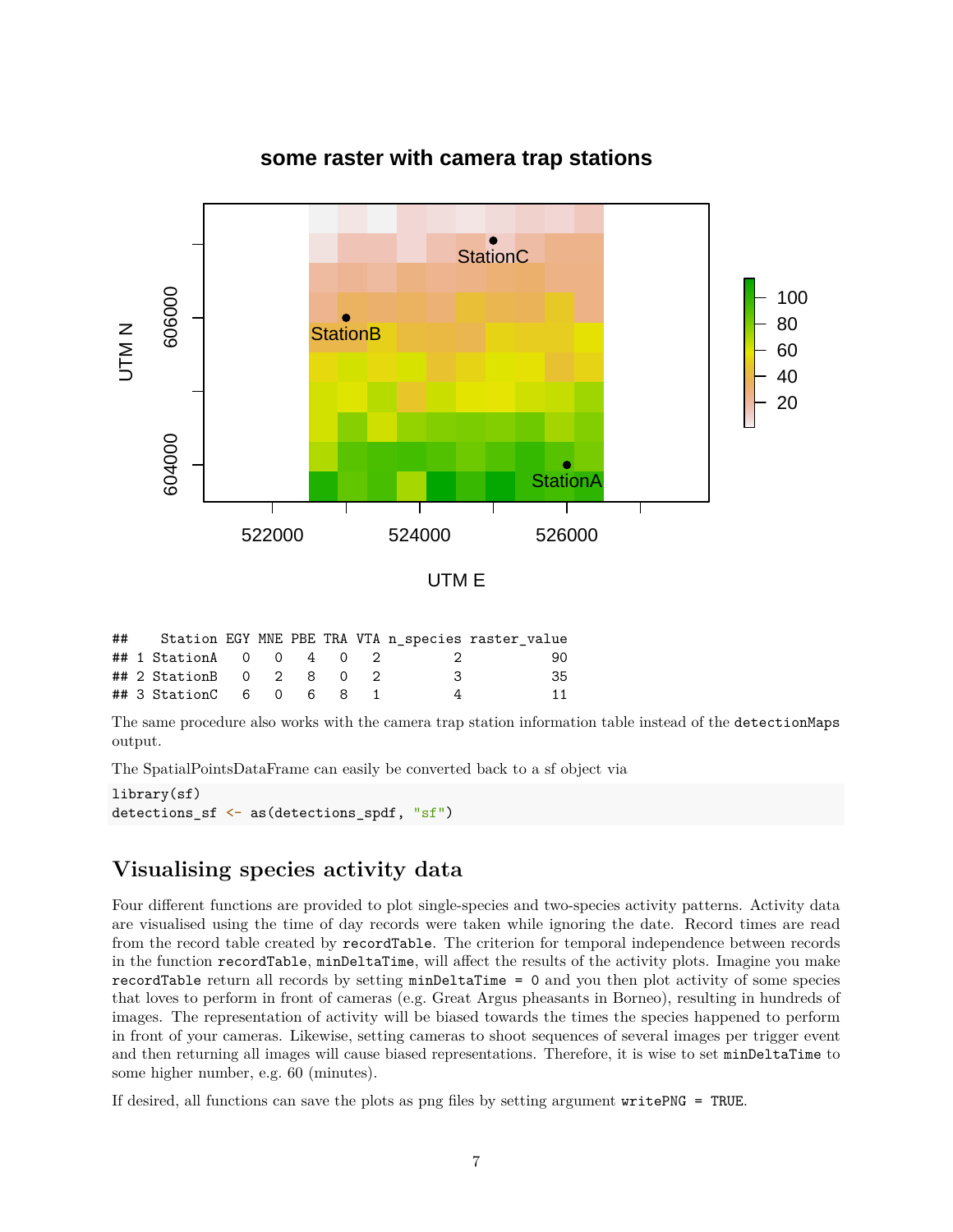```
##    Station EGY MNE PBE TRA VTA n_species raster_value
## 1 StationA   0   0   4   0   2         2           90
## 2 StationB   0   2   8   0   2         3           35
## 3 StationC   6   0   6   8   1         4           11
```

The same procedure also works with the camera trap station information table instead of the `detectionMaps` output.

The SpatialPointsDataFrame can easily be converted back to a sf object via

```
library(sf)
detections_sf <- as(detections_spdf, "sf")
```

## Visualising species activity data

Four different functions are provided to plot single-species and two-species activity patterns. Activity data are visualised using the time of day records were taken while ignoring the date. Record times are read from the record table created by `recordTable`. The criterion for temporal independence between records in the function `recordTable`, `minDeltaTime`, will affect the results of the activity plots. Imagine you make `recordTable` return all records by setting `minDeltaTime = 0` and you then plot activity of some species that loves to perform in front of cameras (e.g. Great Argus pheasants in Borneo), resulting in hundreds of images. The representation of activity will be biased towards the times the species happened to perform in front of your cameras. Likewise, setting cameras to shoot sequences of several images per trigger event and then returning all images will cause biased representations. Therefore, it is wise to set `minDeltaTime` to some higher number, e.g. 60 (minutes).

If desired, all functions can save the plots as png files by setting argument `writePNG = TRUE`.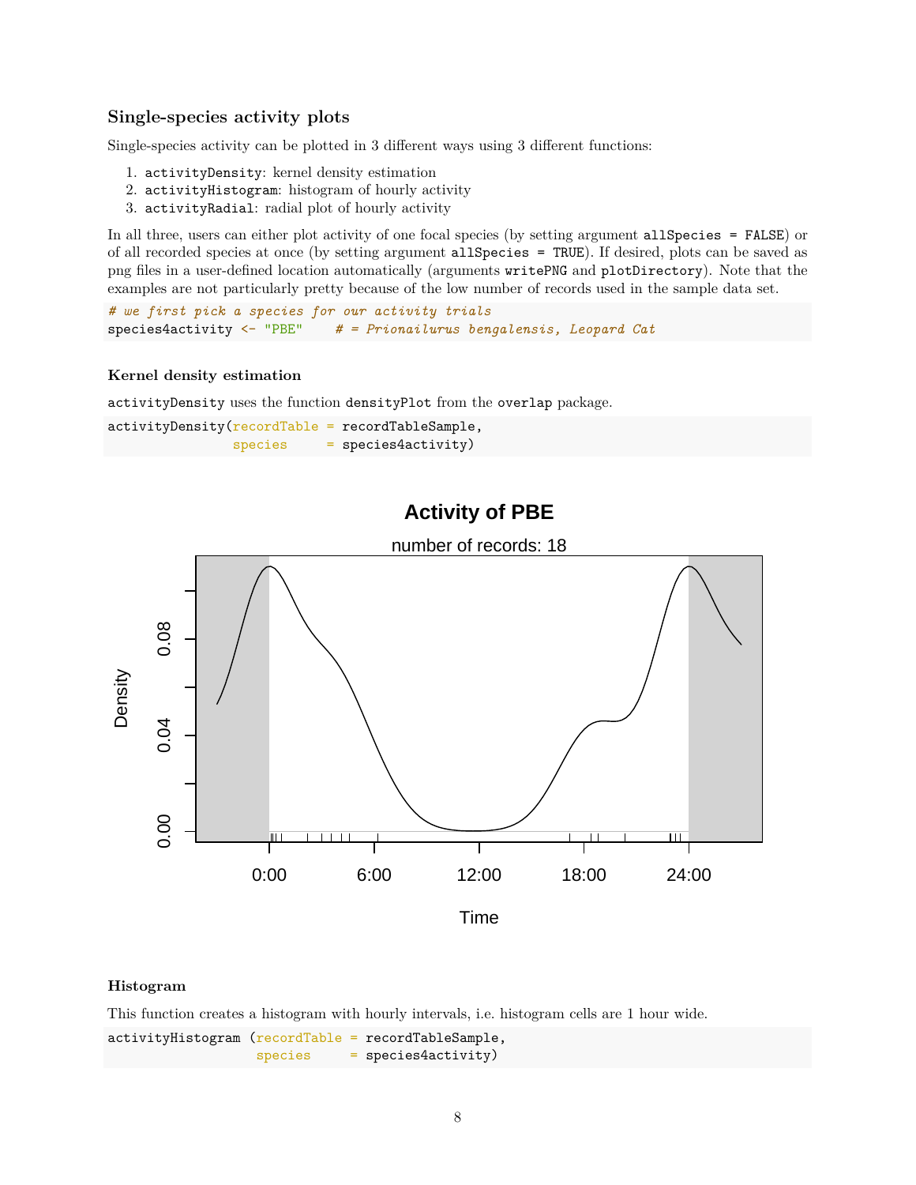### Single-species activity plots

Single-species activity can be plotted in 3 different ways using 3 different functions:

1. `activityDensity`: kernel density estimation
2. `activityHistogram`: histogram of hourly activity
3. `activityRadial`: radial plot of hourly activity

In all three, users can either plot activity of one focal species (by setting argument `allSpecies = FALSE`) or of all recorded species at once (by setting argument `allSpecies = TRUE`). If desired, plots can be saved as png files in a user-defined location automatically (arguments `writePNG` and `plotDirectory`). Note that the examples are not particularly pretty because of the low number of records used in the sample data set.

```
# we first pick a species for our activity trials
species4activity <- "PBE"    # = Prionailurus bengalensis, Leopard Cat
```

#### Kernel density estimation

`activityDensity` uses the function `densityPlot` from the `overlap` package.

```
activityDensity(recordTable = recordTableSample,
                species     = species4activity)
```

#### Histogram

This function creates a histogram with hourly intervals, i.e. histogram cells are 1 hour wide.

```
activityHistogram (recordTable = recordTableSample,
                   species     = species4activity)
```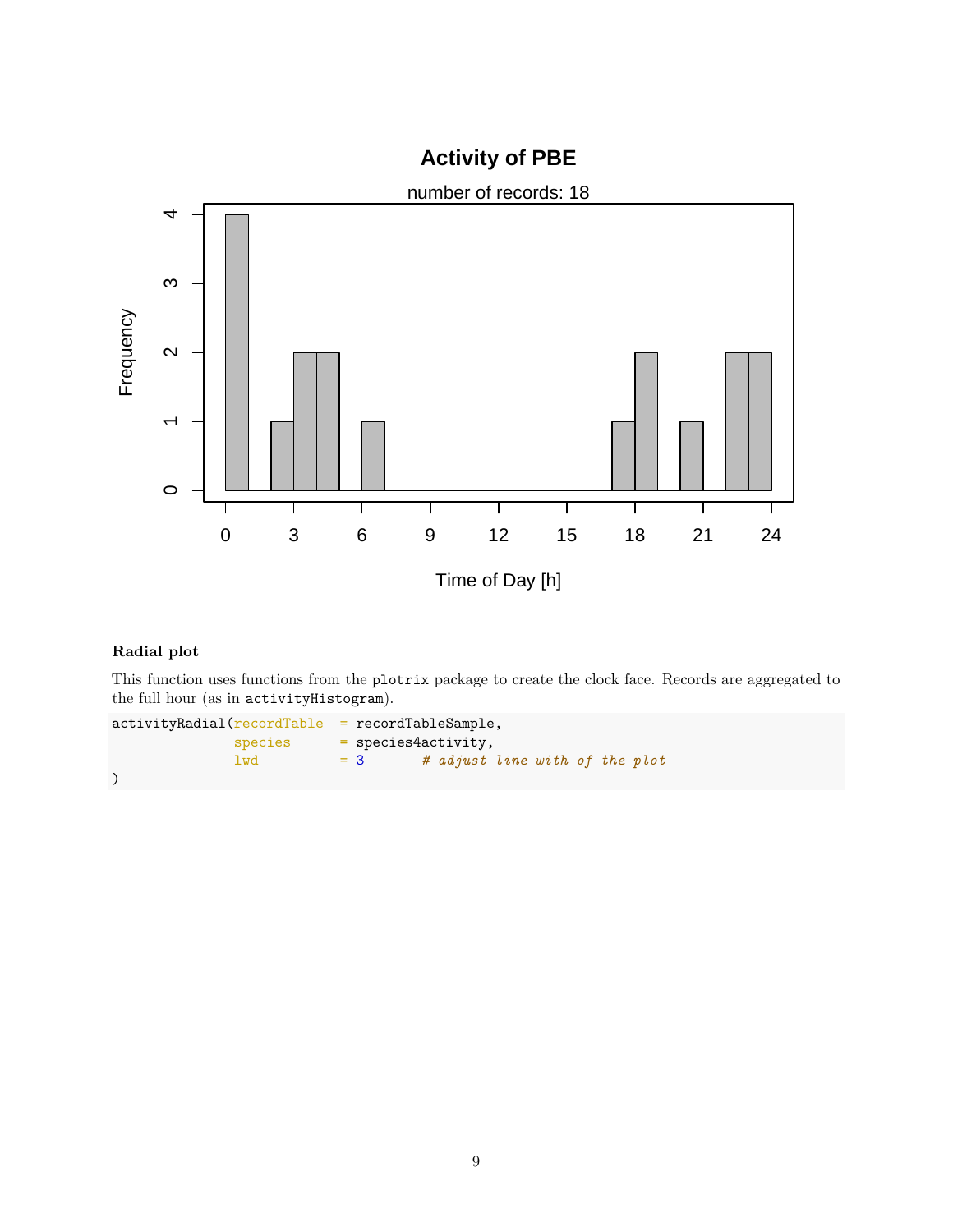### Radial plot

This function uses functions from the `plotrix` package to create the clock face. Records are aggregated to the full hour (as in `activityHistogram`).

```
activityRadial(recordTable  = recordTableSample,
               species      = species4activity,
               lwd          = 3       # adjust line with of the plot
)
```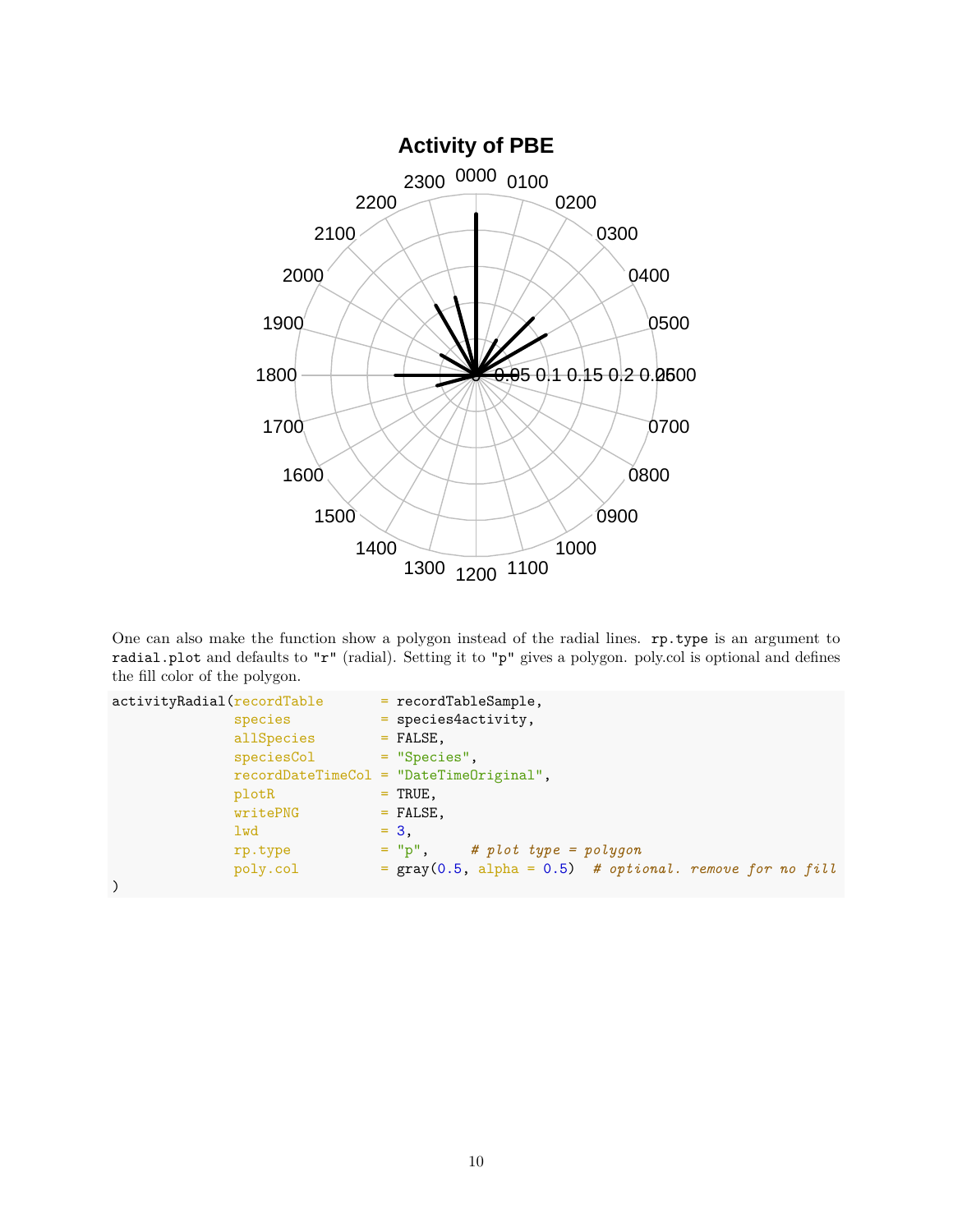One can also make the function show a polygon instead of the radial lines. `rp.type` is an argument to `radial.plot` and defaults to `"r"` (radial). Setting it to `"p"` gives a polygon. poly.col is optional and defines the fill color of the polygon.

```
activityRadial(recordTable        = recordTableSample,
               species            = species4activity,
               allSpecies         = FALSE,
               speciesCol         = "Species",
               recordDateTimeCol  = "DateTimeOriginal",
               plotR              = TRUE,
               writePNG           = FALSE,
               lwd                = 3,
               rp.type            = "p",      # plot type = polygon
               poly.col           = gray(0.5, alpha = 0.5)  # optional. remove for no fill
)
```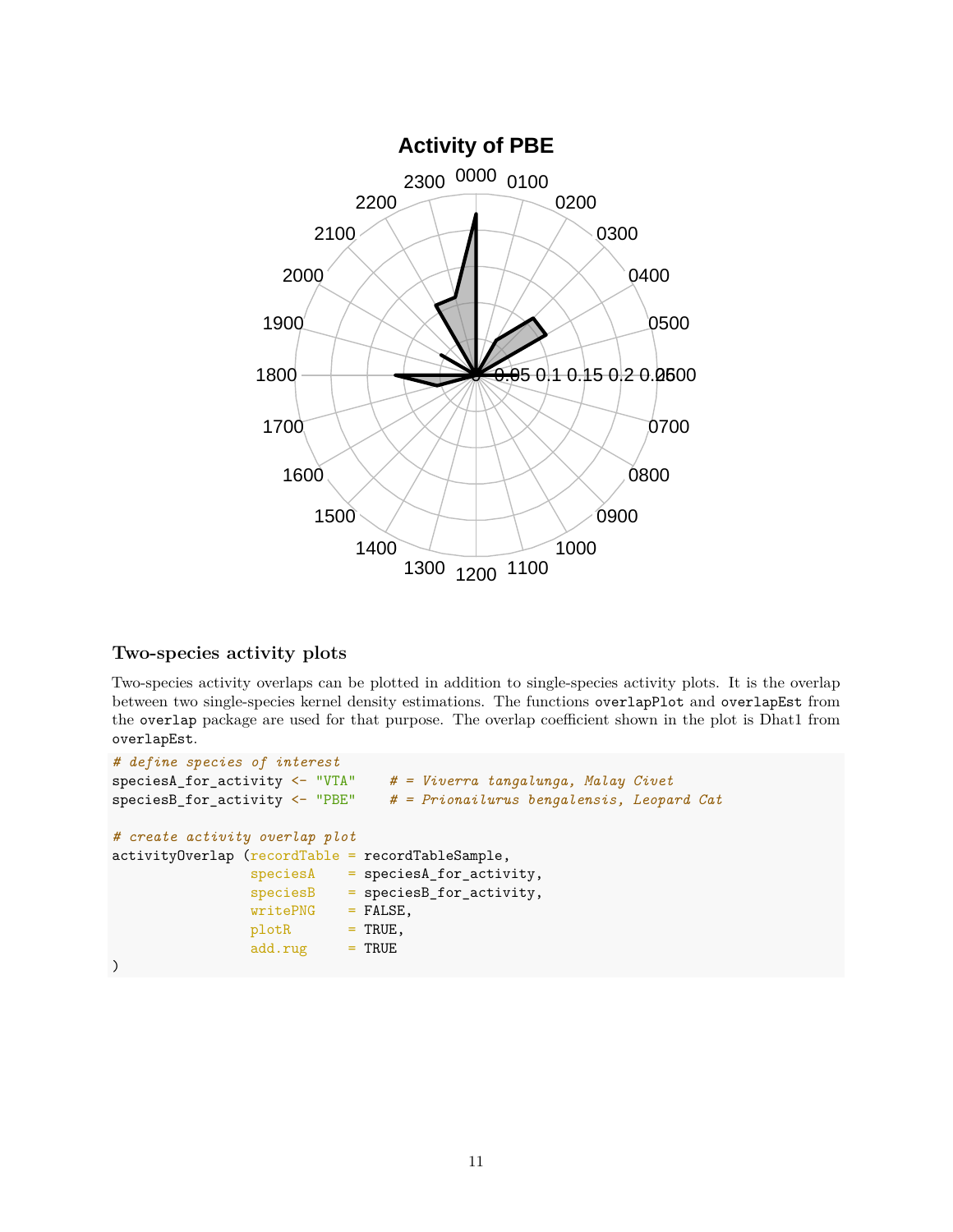### Two-species activity plots

Two-species activity overlaps can be plotted in addition to single-species activity plots. It is the overlap between two single-species kernel density estimations. The functions `overlapPlot` and `overlapEst` from the `overlap` package are used for that purpose. The overlap coefficient shown in the plot is Dhat1 from `overlapEst`.

```
# define species of interest
speciesA_for_activity <- "VTA"    # = Viverra tangalunga, Malay Civet
speciesB_for_activity <- "PBE"    # = Prionailurus bengalensis, Leopard Cat

# create activity overlap plot
activityOverlap (recordTable = recordTableSample,
                 speciesA    = speciesA_for_activity,
                 speciesB    = speciesB_for_activity,
                 writePNG    = FALSE,
                 plotR       = TRUE,
                 add.rug     = TRUE
)
```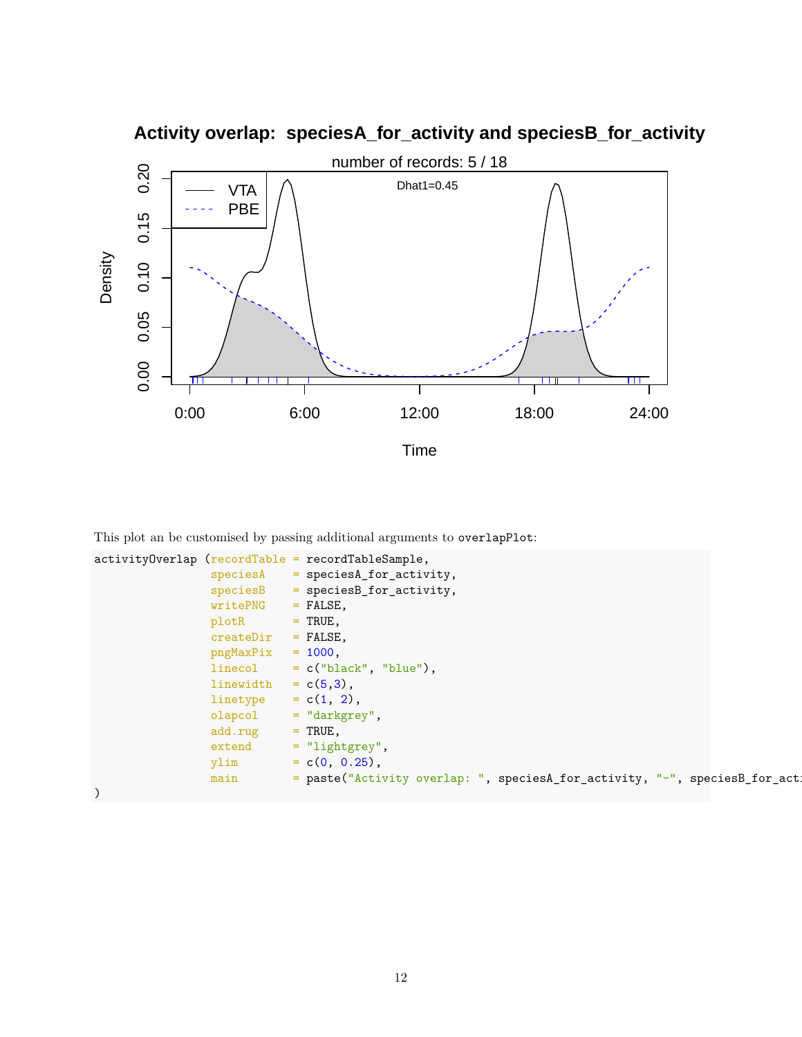This plot an be customised by passing additional arguments to `overlapPlot`:

```
activityOverlap (recordTable = recordTableSample,
                 speciesA    = speciesA_for_activity,
                 speciesB    = speciesB_for_activity,
                 writePNG    = FALSE,
                 plotR       = TRUE,
                 createDir   = FALSE,
                 pngMaxPix   = 1000,
                 linecol     = c("black", "blue"),
                 linewidth   = c(5,3),
                 linetype    = c(1, 2),
                 olapcol     = "darkgrey",
                 add.rug     = TRUE,
                 extend      = "lightgrey",
                 ylim        = c(0, 0.25),
                 main        = paste("Activity overlap: ", speciesA_for_activity, "-", speciesB_for_acti
)
```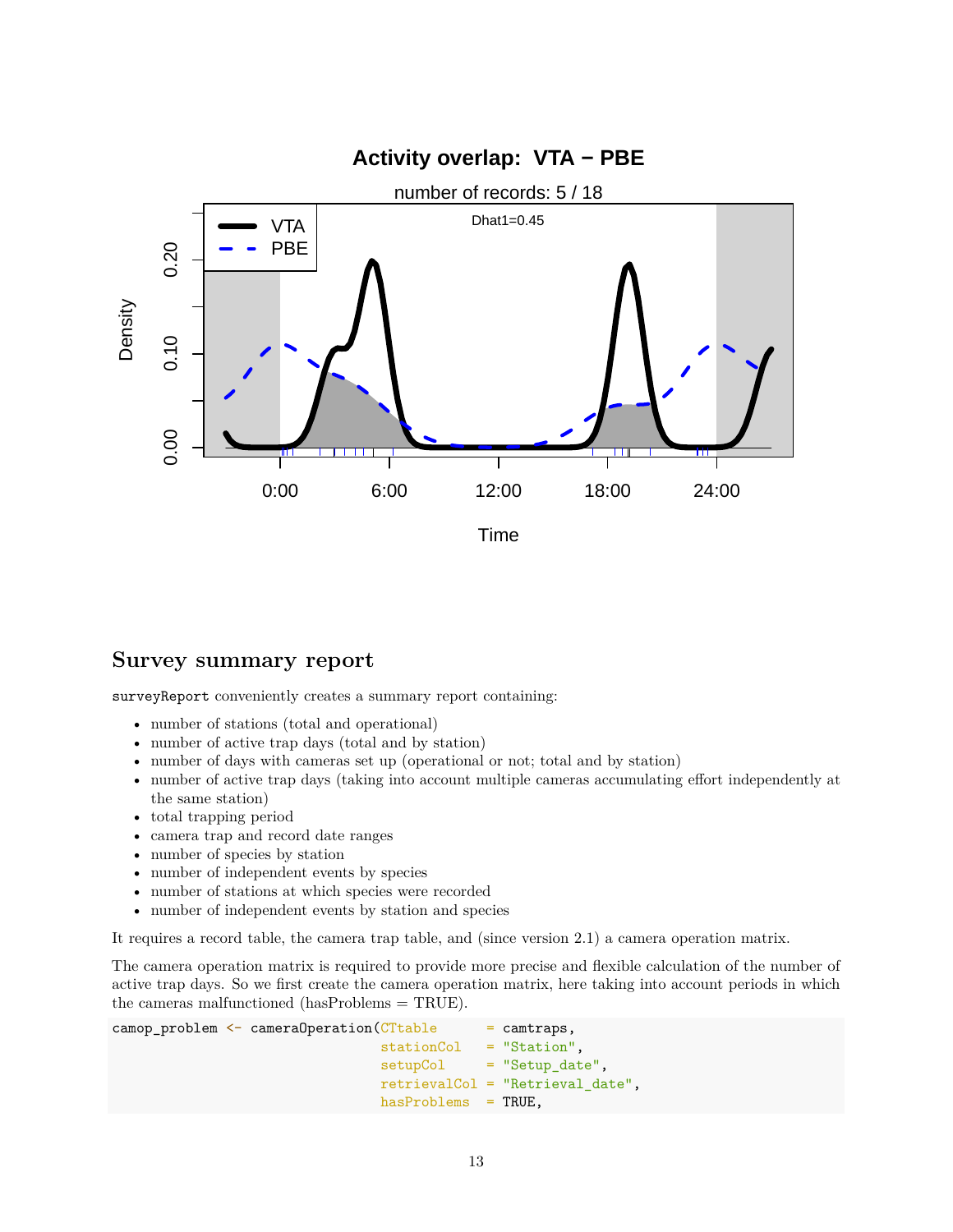## Survey summary report

surveyReport conveniently creates a summary report containing:

- number of stations (total and operational)
- number of active trap days (total and by station)
- number of days with cameras set up (operational or not; total and by station)
- number of active trap days (taking into account multiple cameras accumulating effort independently at the same station)
- total trapping period
- camera trap and record date ranges
- number of species by station
- number of independent events by species
- number of stations at which species were recorded
- number of independent events by station and species

It requires a record table, the camera trap table, and (since version 2.1) a camera operation matrix.

The camera operation matrix is required to provide more precise and flexible calculation of the number of active trap days. So we first create the camera operation matrix, here taking into account periods in which the cameras malfunctioned (hasProblems = TRUE).

```
camop_problem <- cameraOperation(CTtable      = camtraps,
                                 stationCol   = "Station",
                                 setupCol     = "Setup_date",
                                 retrievalCol = "Retrieval_date",
                                 hasProblems  = TRUE,
```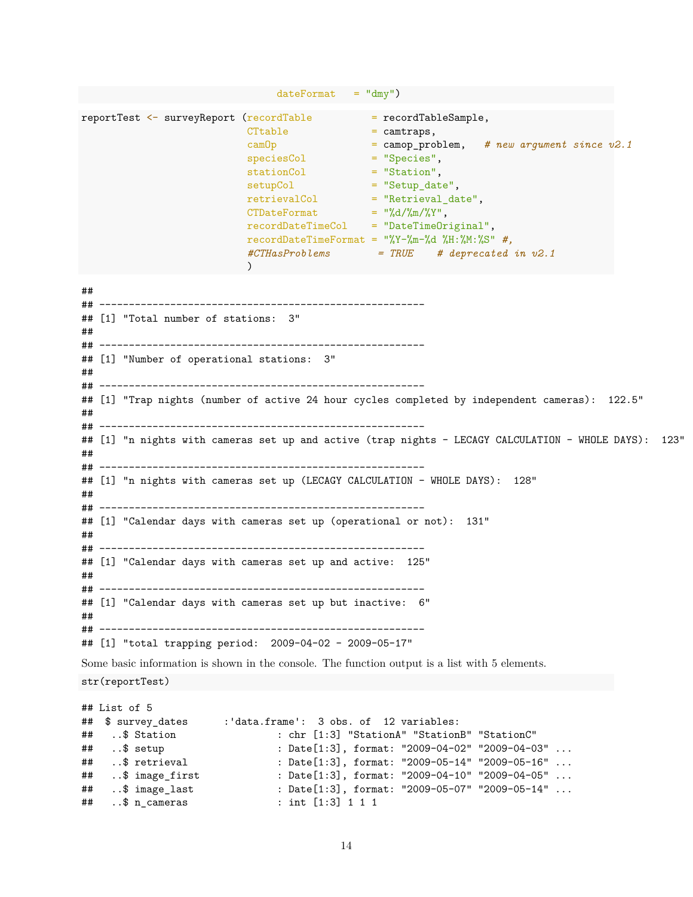```
                                dateFormat   = "dmy")
```

```
reportTest <- surveyReport (recordTable          = recordTableSample,
                            CTtable              = camtraps,
                            camOp                = camop_problem,   # new argument since v2.1
                            speciesCol           = "Species",
                            stationCol           = "Station",
                            setupCol             = "Setup_date",
                            retrievalCol         = "Retrieval_date",
                            CTDateFormat         = "%d/%m/%Y",
                            recordDateTimeCol    = "DateTimeOriginal",
                            recordDateTimeFormat = "%Y-%m-%d %H:%M:%S" #,
                            #CTHasProblems        = TRUE    # deprecated in v2.1
                            )
```

```
##
## -------------------------------------------------------
## [1] "Total number of stations:  3"
##
## -------------------------------------------------------
## [1] "Number of operational stations:  3"
##
## -------------------------------------------------------
## [1] "Trap nights (number of active 24 hour cycles completed by independent cameras):  122.5"
##
## -------------------------------------------------------
## [1] "n nights with cameras set up and active (trap nights - LECAGY CALCULATION - WHOLE DAYS):  123"
##
## -------------------------------------------------------
## [1] "n nights with cameras set up (LECAGY CALCULATION - WHOLE DAYS):  128"
##
## -------------------------------------------------------
## [1] "Calendar days with cameras set up (operational or not):  131"
##
## -------------------------------------------------------
## [1] "Calendar days with cameras set up and active:  125"
##
## -------------------------------------------------------
## [1] "Calendar days with cameras set up but inactive:  6"
##
## -------------------------------------------------------
## [1] "total trapping period:  2009-04-02 - 2009-05-17"
```

Some basic information is shown in the console. The function output is a list with 5 elements.

```
str(reportTest)
```

```
## List of 5
##  $ survey_dates      :'data.frame':  3 obs. of  12 variables:
##   ..$ Station                : chr [1:3] "StationA" "StationB" "StationC"
##   ..$ setup                  : Date[1:3], format: "2009-04-02" "2009-04-03" ...
##   ..$ retrieval              : Date[1:3], format: "2009-05-14" "2009-05-16" ...
##   ..$ image_first            : Date[1:3], format: "2009-04-10" "2009-04-05" ...
##   ..$ image_last             : Date[1:3], format: "2009-05-07" "2009-05-14" ...
##   ..$ n_cameras              : int [1:3] 1 1 1
```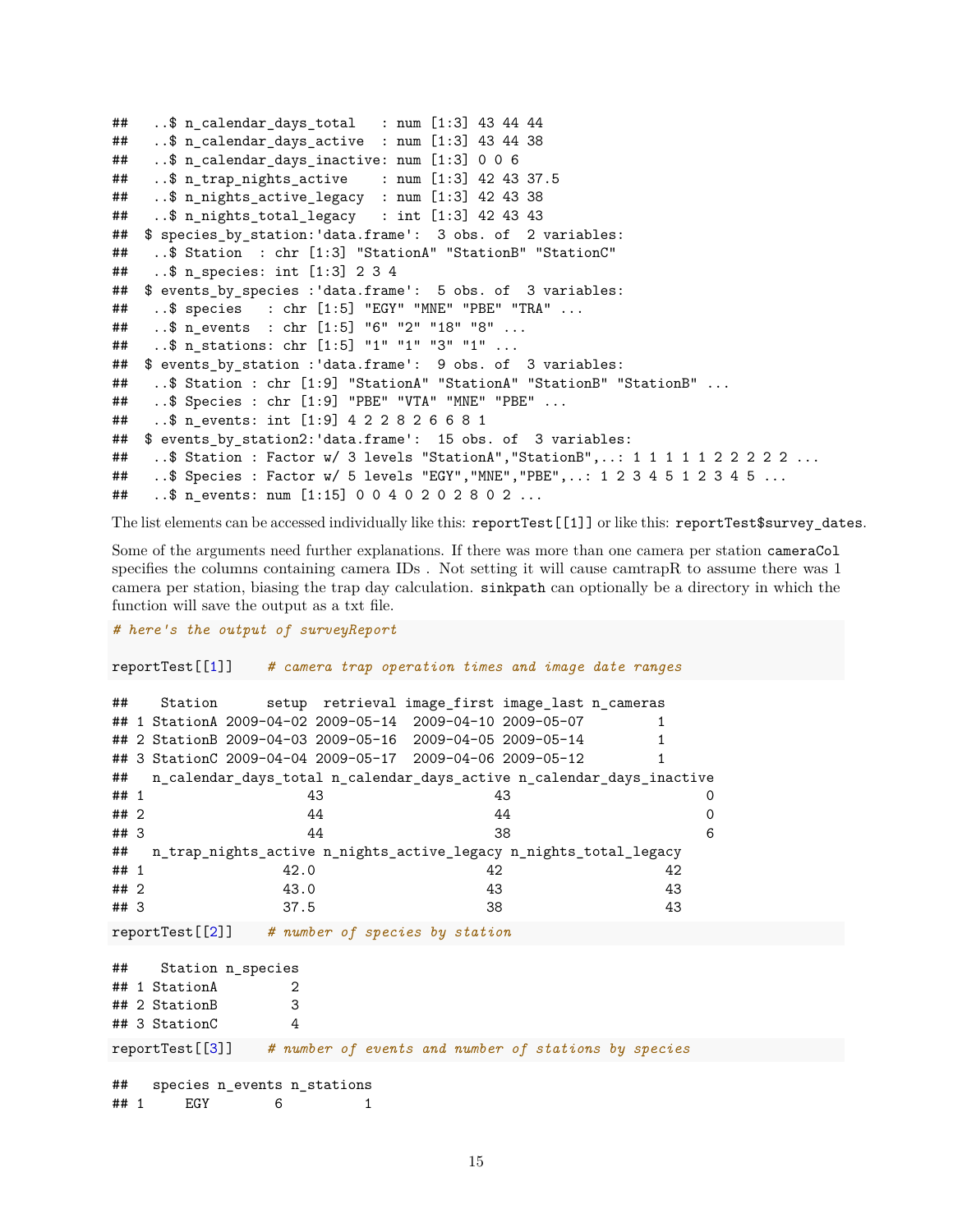```
##   ..$ n_calendar_days_total   : num [1:3] 43 44 44
##   ..$ n_calendar_days_active  : num [1:3] 43 44 38
##   ..$ n_calendar_days_inactive: num [1:3] 0 0 6
##   ..$ n_trap_nights_active    : num [1:3] 42 43 37.5
##   ..$ n_nights_active_legacy  : num [1:3] 42 43 38
##   ..$ n_nights_total_legacy   : int [1:3] 42 43 43
##  $ species_by_station:'data.frame':  3 obs. of  2 variables:
##   ..$ Station  : chr [1:3] "StationA" "StationB" "StationC"
##   ..$ n_species: int [1:3] 2 3 4
##  $ events_by_species :'data.frame':  5 obs. of  3 variables:
##   ..$ species   : chr [1:5] "EGY" "MNE" "PBE" "TRA" ...
##   ..$ n_events  : chr [1:5] "6" "2" "18" "8" ...
##   ..$ n_stations: chr [1:5] "1" "1" "3" "1" ...
##  $ events_by_station :'data.frame':  9 obs. of  3 variables:
##   ..$ Station : chr [1:9] "StationA" "StationA" "StationB" "StationB" ...
##   ..$ Species : chr [1:9] "PBE" "VTA" "MNE" "PBE" ...
##   ..$ n_events: int [1:9] 4 2 2 8 2 6 6 8 1
##  $ events_by_station2:'data.frame':  15 obs. of  3 variables:
##   ..$ Station : Factor w/ 3 levels "StationA","StationB",..: 1 1 1 1 1 2 2 2 2 2 ...
##   ..$ Species : Factor w/ 5 levels "EGY","MNE","PBE",..: 1 2 3 4 5 1 2 3 4 5 ...
##   ..$ n_events: num [1:15] 0 0 4 0 2 0 2 8 0 2 ...
```

The list elements can be accessed individually like this: `reportTest[[1]]` or like this: `reportTest$survey_dates`.

Some of the arguments need further explanations. If there was more than one camera per station `cameraCol` specifies the columns containing camera IDs . Not setting it will cause camtrapR to assume there was 1 camera per station, biasing the trap day calculation. `sinkpath` can optionally be a directory in which the function will save the output as a txt file.

```
# here's the output of surveyReport

reportTest[[1]]    # camera trap operation times and image date ranges
```

```
##    Station      setup  retrieval image_first image_last n_cameras
## 1 StationA 2009-04-02 2009-05-14  2009-04-10 2009-05-07         1
## 2 StationB 2009-04-03 2009-05-16  2009-04-05 2009-05-14         1
## 3 StationC 2009-04-04 2009-05-17  2009-04-06 2009-05-12         1
##   n_calendar_days_total n_calendar_days_active n_calendar_days_inactive
## 1                    43                     43                        0
## 2                    44                     44                        0
## 3                    44                     38                        6
##   n_trap_nights_active n_nights_active_legacy n_nights_total_legacy
## 1                 42.0                     42                    42
## 2                 43.0                     43                    43
## 3                 37.5                     38                    43
```

```
reportTest[[2]]    # number of species by station
```

```
##    Station n_species
## 1 StationA         2
## 2 StationB         3
## 3 StationC         4
```

```
reportTest[[3]]    # number of events and number of stations by species
```

```
##   species n_events n_stations
## 1     EGY        6          1
```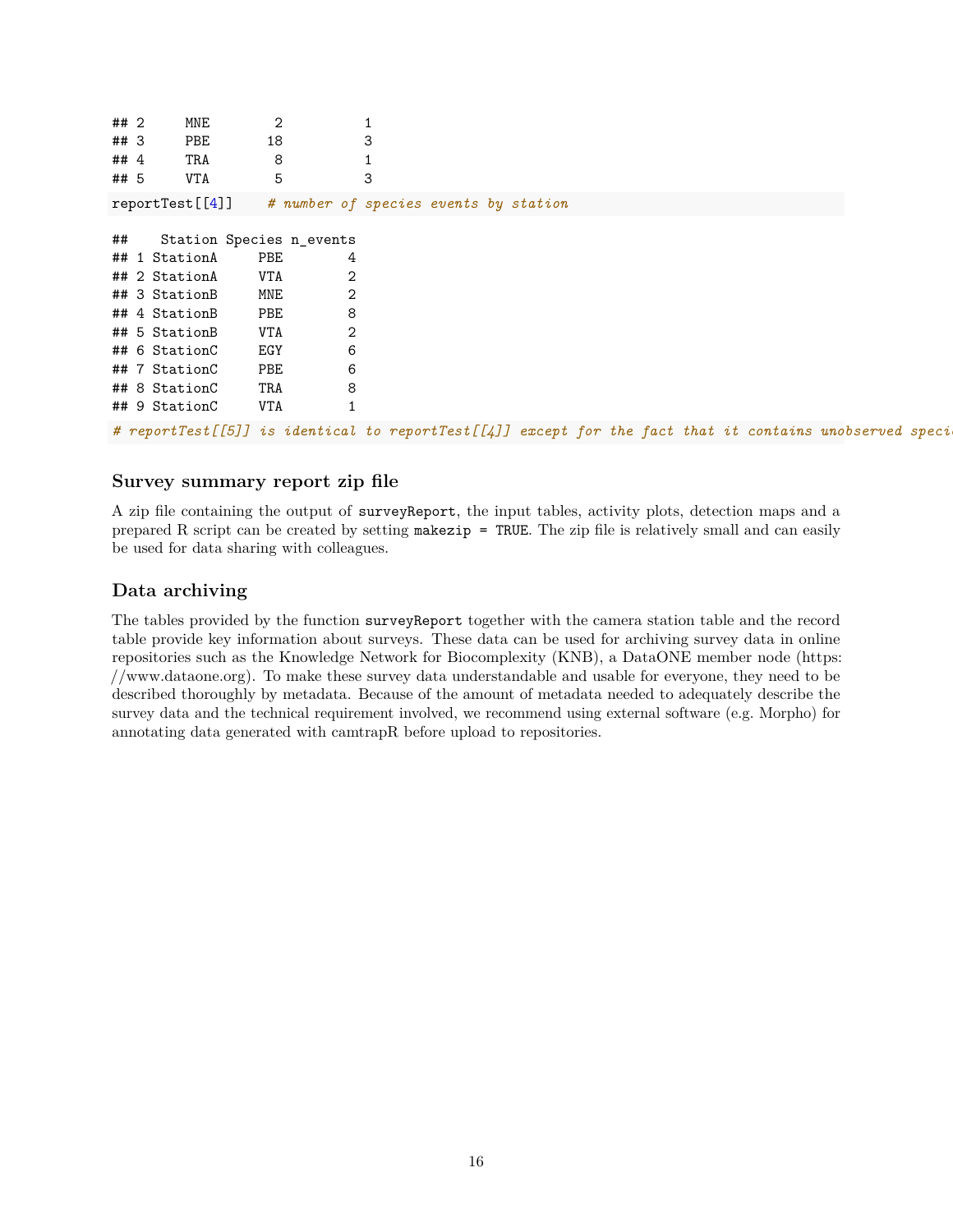```
## 2     MNE        2          1
## 3     PBE       18          3
## 4     TRA        8          1
## 5     VTA        5          3
```

```
reportTest[[4]]    # number of species events by station
```

```
##    Station Species n_events
## 1 StationA     PBE        4
## 2 StationA     VTA        2
## 3 StationB     MNE        2
## 4 StationB     PBE        8
## 5 StationB     VTA        2
## 6 StationC     EGY        6
## 7 StationC     PBE        6
## 8 StationC     TRA        8
## 9 StationC     VTA        1
```

```
# reportTest[[5]] is identical to reportTest[[4]] except for the fact that it contains unobserved speci
```

### Survey summary report zip file

A zip file containing the output of `surveyReport`, the input tables, activity plots, detection maps and a prepared R script can be created by setting `makezip = TRUE`. The zip file is relatively small and can easily be used for data sharing with colleagues.

### Data archiving

The tables provided by the function `surveyReport` together with the camera station table and the record table provide key information about surveys. These data can be used for archiving survey data in online repositories such as the Knowledge Network for Biocomplexity (KNB), a DataONE member node (https://www.dataone.org). To make these survey data understandable and usable for everyone, they need to be described thoroughly by metadata. Because of the amount of metadata needed to adequately describe the survey data and the technical requirement involved, we recommend using external software (e.g. Morpho) for annotating data generated with camtrapR before upload to repositories.